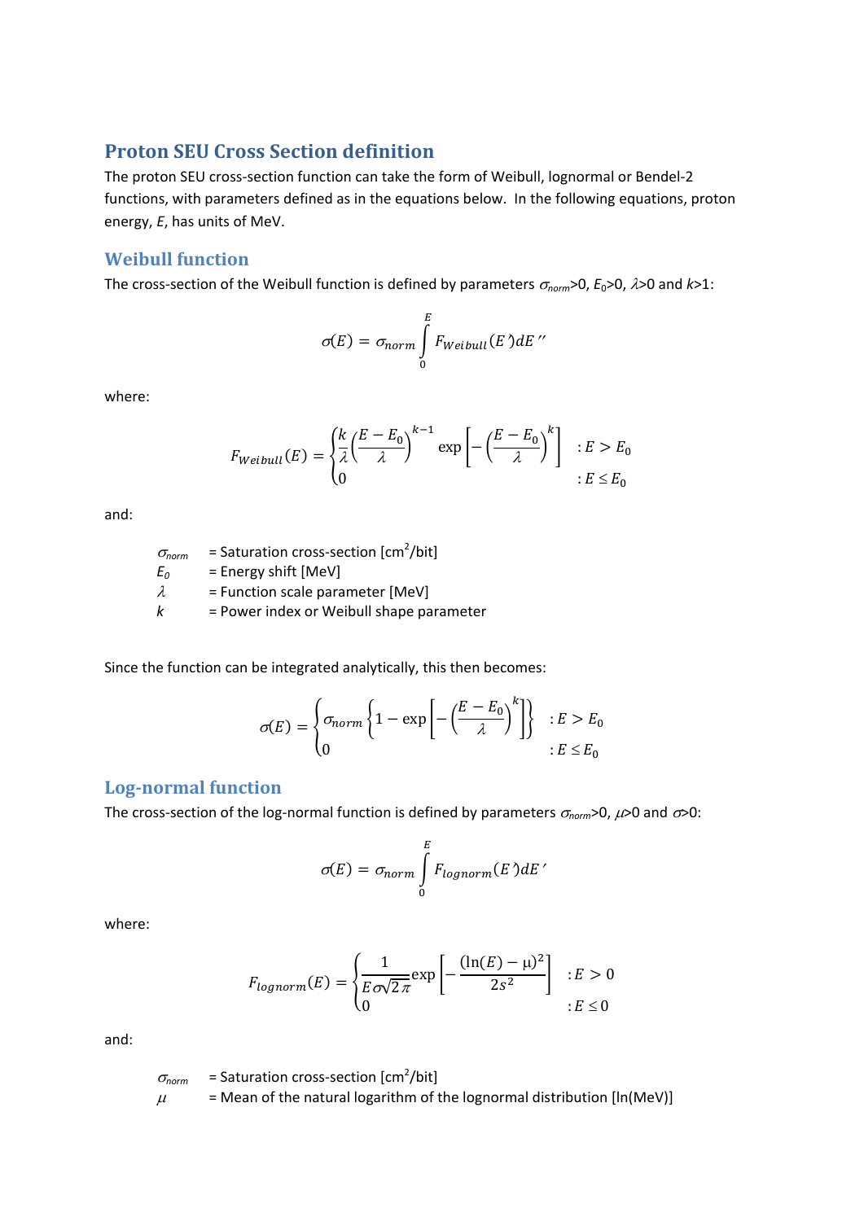## Proton SEU Cross Section definition

The proton SEU cross-section function can take the form of Weibull, lognormal or Bendel-2 functions, with parameters defined as in the equations below. In the following equations, proton energy, *E*, has units of MeV.

### Weibull function

The cross-section of the Weibull function is defined by parameters $\sigma_{norm}$>0, $E_0$>0, $\lambda$>0 and *k*>1:

$$\sigma(E) = \sigma_{norm} \int_0^E F_{Weibull}(E')dE''$$

where:

$$F_{Weibull}(E) = \begin{cases} \frac{k}{\lambda}\left(\frac{E-E_0}{\lambda}\right)^{k-1} \exp\left[-\left(\frac{E-E_0}{\lambda}\right)^k\right] & : E > E_0 \\ 0 & : E \leq E_0 \end{cases}$$

and:

- $\sigma_{norm}$ = Saturation cross-section [cm$^2$/bit]
- $E_0$ = Energy shift [MeV]
- $\lambda$ = Function scale parameter [MeV]
- $k$ = Power index or Weibull shape parameter

Since the function can be integrated analytically, this then becomes:

$$\sigma(E) = \begin{cases} \sigma_{norm}\left\{1 - \exp\left[-\left(\frac{E-E_0}{\lambda}\right)^k\right]\right\} & : E > E_0 \\ 0 & : E \leq E_0 \end{cases}$$

### Log-normal function

The cross-section of the log-normal function is defined by parameters $\sigma_{norm}$>0, $\mu$>0 and $\sigma$>0:

$$\sigma(E) = \sigma_{norm} \int_0^E F_{lognorm}(E')dE'$$

where:

$$F_{lognorm}(E) = \begin{cases} \frac{1}{E\sigma\sqrt{2\pi}} \exp\left[-\frac{(\ln(E)-\mu)^2}{2s^2}\right] & : E > 0 \\ 0 & : E \leq 0 \end{cases}$$

and:

- $\sigma_{norm}$ = Saturation cross-section [cm$^2$/bit]
- $\mu$ = Mean of the natural logarithm of the lognormal distribution [ln(MeV)]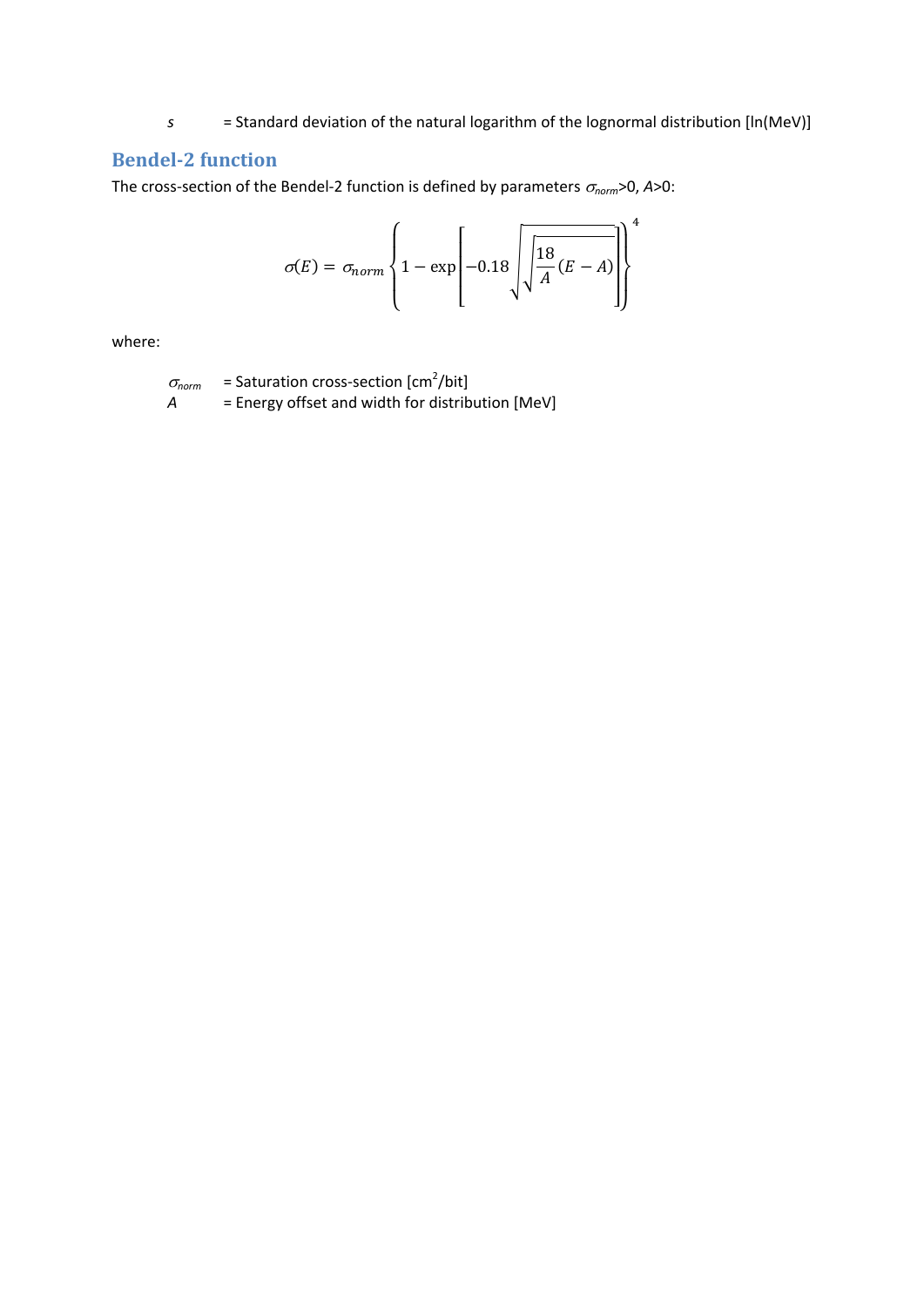$s$ = Standard deviation of the natural logarithm of the lognormal distribution [ln(MeV)]

## Bendel-2 function

The cross-section of the Bendel-2 function is defined by parameters $\sigma_{norm}$>0, $A$>0:

$$\sigma(E) = \sigma_{norm}\left\{1 - \exp\left[-0.18\sqrt{\sqrt{\frac{18}{A}}(E - A)}\right]\right\}^4$$

where:

$\sigma_{norm}$ = Saturation cross-section [$cm^2$/bit]

$A$ = Energy offset and width for distribution [MeV]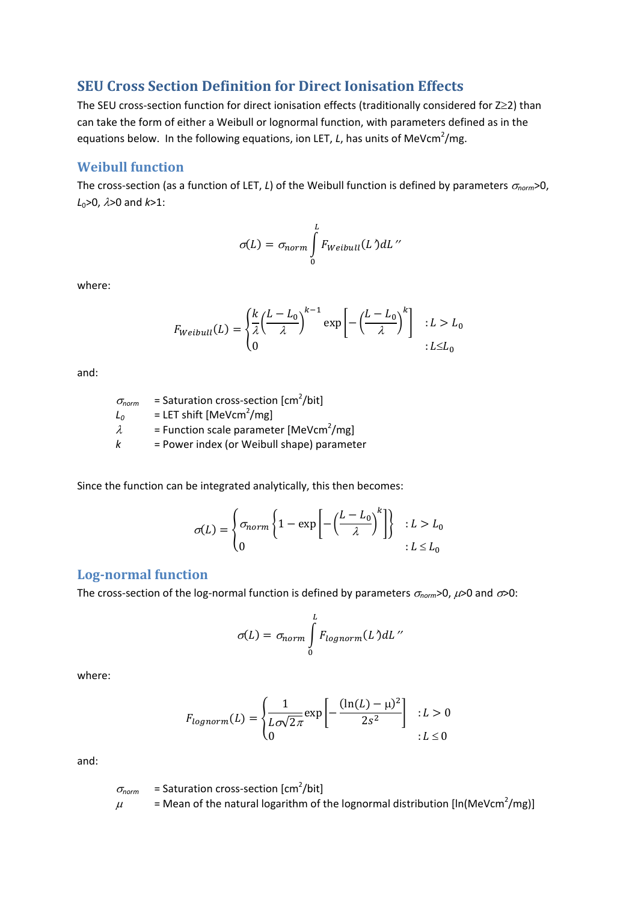## SEU Cross Section Definition for Direct Ionisation Effects

The SEU cross-section function for direct ionisation effects (traditionally considered for Z≥2) than can take the form of either a Weibull or lognormal function, with parameters defined as in the equations below. In the following equations, ion LET, $L$, has units of MeVcm$^2$/mg.

### Weibull function

The cross-section (as a function of LET, $L$) of the Weibull function is defined by parameters $\sigma_{norm}$>0, $L_0$>0, $\lambda$>0 and $k$>1:

$$\sigma(L) = \sigma_{norm} \int_0^L F_{Weibull}(L')dL''$$

where:

$$F_{Weibull}(L) = \begin{cases} \frac{k}{\lambda}\left(\frac{L - L_0}{\lambda}\right)^{k-1} \exp\left[-\left(\frac{L - L_0}{\lambda}\right)^k\right] & : L > L_0 \\ 0 & : L \leq L_0 \end{cases}$$

and:

- $\sigma_{norm}$ = Saturation cross-section [cm$^2$/bit]
- $L_0$ = LET shift [MeVcm$^2$/mg]
- $\lambda$ = Function scale parameter [MeVcm$^2$/mg]
- $k$ = Power index (or Weibull shape) parameter

Since the function can be integrated analytically, this then becomes:

$$\sigma(L) = \begin{cases} \sigma_{norm}\left\{1 - \exp\left[-\left(\frac{L - L_0}{\lambda}\right)^k\right]\right\} & : L > L_0 \\ 0 & : L \leq L_0 \end{cases}$$

### Log-normal function

The cross-section of the log-normal function is defined by parameters $\sigma_{norm}$>0, $\mu$>0 and $\sigma$>0:

$$\sigma(L) = \sigma_{norm} \int_0^L F_{lognorm}(L')dL''$$

where:

$$F_{lognorm}(L) = \begin{cases} \frac{1}{L\sigma\sqrt{2\pi}} \exp\left[-\frac{(\ln(L) - \mu)^2}{2s^2}\right] & : L > 0 \\ 0 & : L \leq 0 \end{cases}$$

and:

- $\sigma_{norm}$ = Saturation cross-section [cm$^2$/bit]
- $\mu$ = Mean of the natural logarithm of the lognormal distribution [ln(MeVcm$^2$/mg)]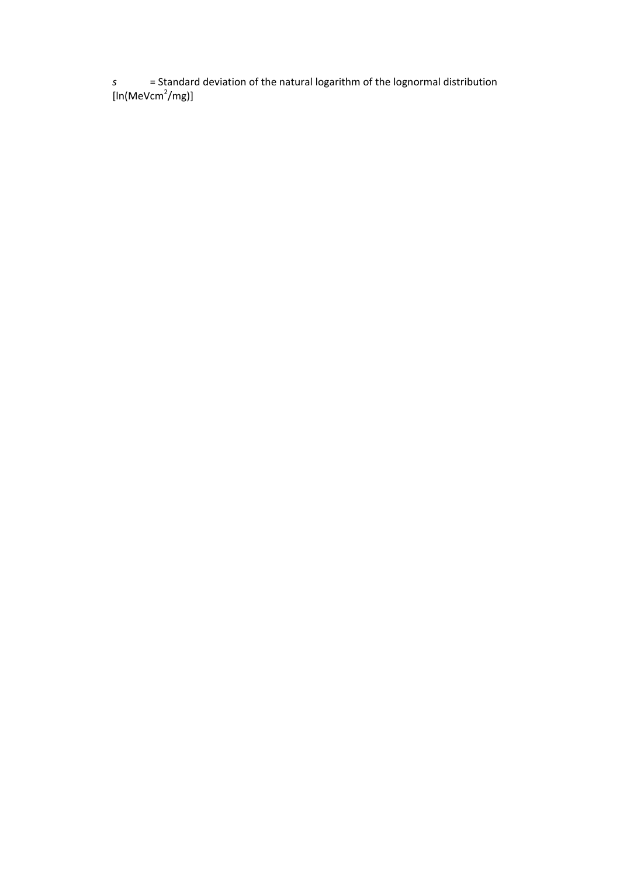$s$ = Standard deviation of the natural logarithm of the lognormal distribution [ln(MeVcm$^2$/mg)]